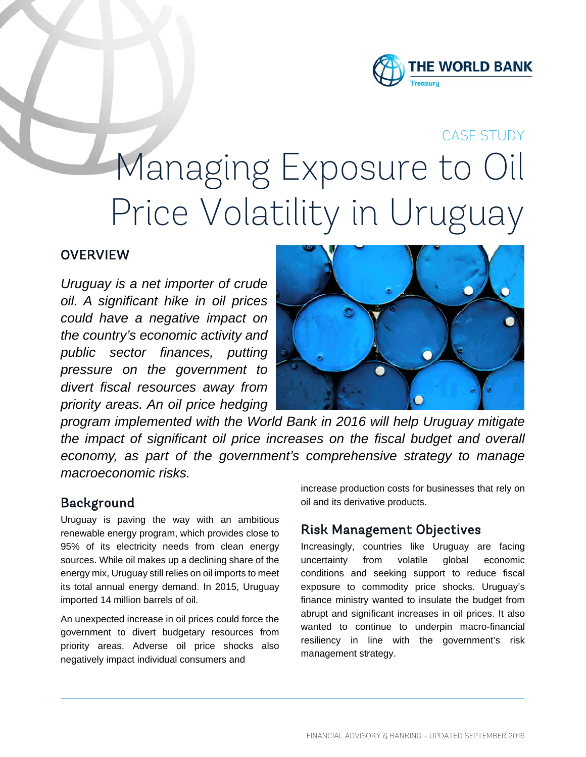CASE STUDY

# Managing Exposure to Oil Price Volatility in Uruguay

## OVERVIEW

*Uruguay is a net importer of crude oil. A significant hike in oil prices could have a negative impact on the country's economic activity and public sector finances, putting pressure on the government to divert fiscal resources away from priority areas. An oil price hedging program implemented with the World Bank in 2016 will help Uruguay mitigate the impact of significant oil price increases on the fiscal budget and overall economy, as part of the government's comprehensive strategy to manage macroeconomic risks.*

## Background

Uruguay is paving the way with an ambitious renewable energy program, which provides close to 95% of its electricity needs from clean energy sources. While oil makes up a declining share of the energy mix, Uruguay still relies on oil imports to meet its total annual energy demand. In 2015, Uruguay imported 14 million barrels of oil.

An unexpected increase in oil prices could force the government to divert budgetary resources from priority areas. Adverse oil price shocks also negatively impact individual consumers and increase production costs for businesses that rely on oil and its derivative products.

## Risk Management Objectives

Increasingly, countries like Uruguay are facing uncertainty from volatile global economic conditions and seeking support to reduce fiscal exposure to commodity price shocks. Uruguay's finance ministry wanted to insulate the budget from abrupt and significant increases in oil prices. It also wanted to continue to underpin macro-financial resiliency in line with the government's risk management strategy.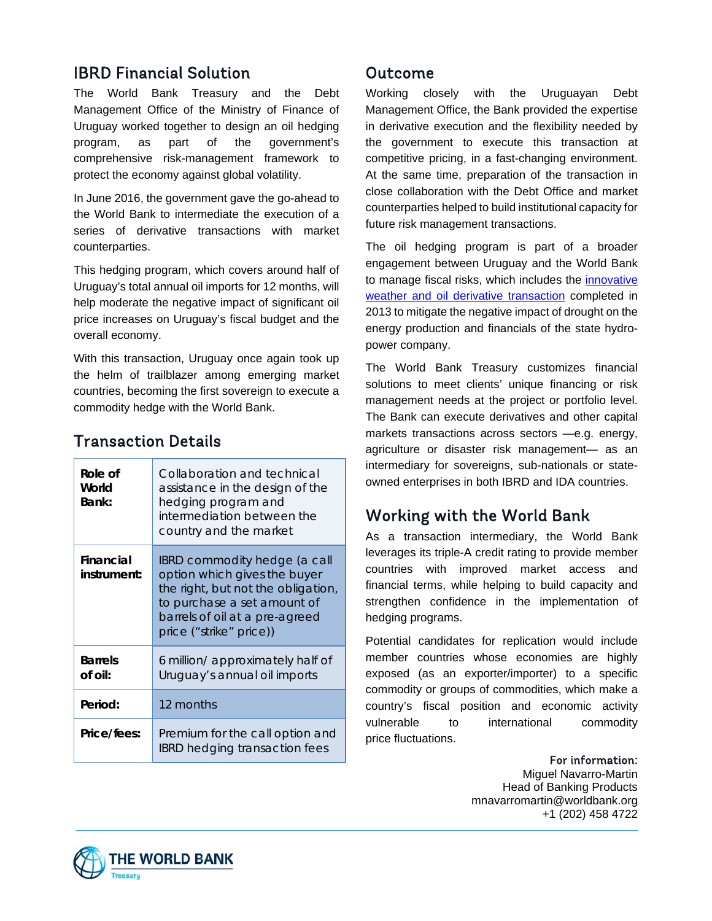## IBRD Financial Solution

The World Bank Treasury and the Debt Management Office of the Ministry of Finance of Uruguay worked together to design an oil hedging program, as part of the government's comprehensive risk-management framework to protect the economy against global volatility.

In June 2016, the government gave the go-ahead to the World Bank to intermediate the execution of a series of derivative transactions with market counterparties.

This hedging program, which covers around half of Uruguay's total annual oil imports for 12 months, will help moderate the negative impact of significant oil price increases on Uruguay's fiscal budget and the overall economy.

With this transaction, Uruguay once again took up the helm of trailblazer among emerging market countries, becoming the first sovereign to execute a commodity hedge with the World Bank.

## Transaction Details

| | |
|---|---|
| **Role of World Bank:** | Collaboration and technical assistance in the design of the hedging program and intermediation between the country and the market |
| **Financial instrument:** | IBRD commodity hedge (a call option which gives the buyer the right, but not the obligation, to purchase a set amount of barrels of oil at a pre-agreed price ("strike" price)) |
| **Barrels of oil:** | 6 million/ approximately half of Uruguay's annual oil imports |
| **Period:** | 12 months |
| **Price/fees:** | Premium for the call option and IBRD hedging transaction fees |

## Outcome

Working closely with the Uruguayan Debt Management Office, the Bank provided the expertise in derivative execution and the flexibility needed by the government to execute this transaction at competitive pricing, in a fast-changing environment. At the same time, preparation of the transaction in close collaboration with the Debt Office and market counterparties helped to build institutional capacity for future risk management transactions.

The oil hedging program is part of a broader engagement between Uruguay and the World Bank to manage fiscal risks, which includes the innovative weather and oil derivative transaction completed in 2013 to mitigate the negative impact of drought on the energy production and financials of the state hydro-power company.

The World Bank Treasury customizes financial solutions to meet clients' unique financing or risk management needs at the project or portfolio level. The Bank can execute derivatives and other capital markets transactions across sectors —e.g. energy, agriculture or disaster risk management— as an intermediary for sovereigns, sub-nationals or state-owned enterprises in both IBRD and IDA countries.

## Working with the World Bank

As a transaction intermediary, the World Bank leverages its triple-A credit rating to provide member countries with improved market access and financial terms, while helping to build capacity and strengthen confidence in the implementation of hedging programs.

Potential candidates for replication would include member countries whose economies are highly exposed (as an exporter/importer) to a specific commodity or groups of commodities, which make a country's fiscal position and economic activity vulnerable to international commodity price fluctuations.

For information:
Miguel Navarro-Martin
Head of Banking Products
mnavarromartin@worldbank.org
+1 (202) 458 4722

THE WORLD BANK
Treasury